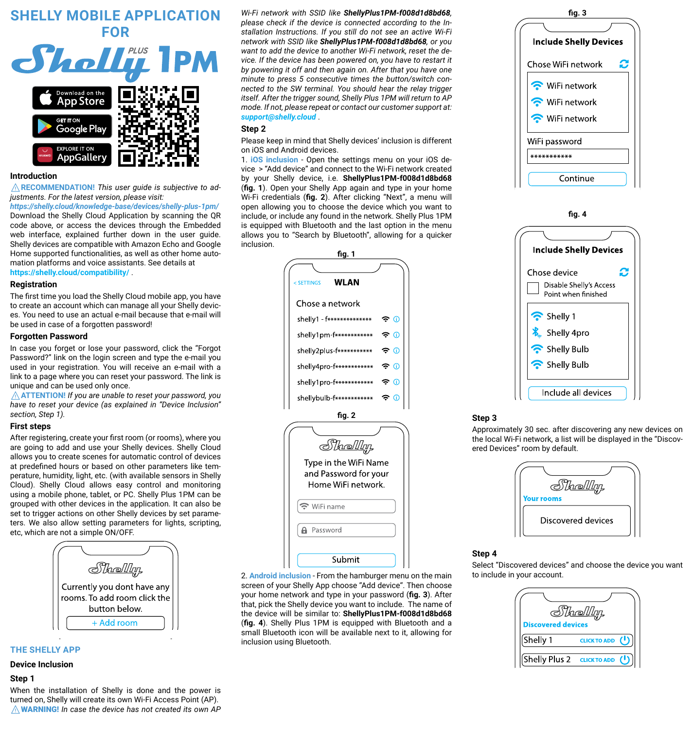# SHELLY MOBILE APPLICATION FOR

# Shelly PLUS 1PM

Download on the App Store
GET IT ON Google Play
EXPLORE IT ON AppGallery

## Introduction

⚠**RECOMMENDATION!** *This user guide is subjective to adjustments. For the latest version, please visit:* ***https://shelly.cloud/knowledge-base/devices/shelly-plus-1pm/***

Download the Shelly Cloud Application by scanning the QR code above, or access the devices through the Embedded web interface, explained further down in the user guide.

Shelly devices are compatible with Amazon Echo and Google Home supported functionalities, as well as other home automation platforms and voice assistants. See details at **https://shelly.cloud/compatibility/** .

## Registration

The first time you load the Shelly Cloud mobile app, you have to create an account which can manage all your Shelly devices. You need to use an actual e-mail because that e-mail will be used in case of a forgotten password!

## Forgotten Password

In case you forget or lose your password, click the "Forgot Password?" link on the login screen and type the e-mail you used in your registration. You will receive an e-mail with a link to a page where you can reset your password. The link is unique and can be used only once.

⚠**ATTENTION!** *If you are unable to reset your password, you have to reset your device (as explained in "Device Inclusion" section, Step 1).*

## First steps

After registering, create your first room (or rooms), where you are going to add and use your Shelly devices. Shelly Cloud allows you to create scenes for automatic control of devices at predefined hours or based on other parameters like temperature, humidity, light, etc. (with available sensors in Shelly Cloud). Shelly Cloud allows easy control and monitoring using a mobile phone, tablet, or PC. Shelly Plus 1PM can be grouped with other devices in the application. It can also be set to trigger actions on other Shelly devices by set parameters. We also allow setting parameters for lights, scripting, etc, which are not a simple ON/OFF.

Shelly
Currently you dont have any rooms. To add room click the button below.
+ Add room

## THE SHELLY APP

### Device Inclusion

### Step 1

When the installation of Shelly is done and the power is turned on, Shelly will create its own Wi-Fi Access Point (AP).

⚠**WARNING!** *In case the device has not created its own AP Wi-Fi network with SSID like* ***ShellyPlus1PM-f008d1d8bd68****, please check if the device is connected according to the Installation Instructions. If you still do not see an active Wi-Fi network with SSID like* ***ShellyPlus1PM-f008d1d8bd68****, or you want to add the device to another Wi-Fi network, reset the device. If the device has been powered on, you have to restart it by powering it off and then again on. After that you have one minute to press 5 consecutive times the button/switch connected to the SW terminal. You should hear the relay trigger itself. After the trigger sound, Shelly Plus 1PM will return to AP mode. If not, please repeat or contact our customer support at:* ***support@shelly.cloud*** .

### Step 2

Please keep in mind that Shelly devices' inclusion is different on iOS and Android devices.

1. **iOS inclusion** - Open the settings menu on your iOS device > "Add device" and connect to the Wi-Fi network created by your Shelly device, i.e. **ShellyPlus1PM-f008d1d8bd68** (**fig. 1**). Open your Shelly App again and type in your home Wi-Fi credentials (**fig. 2**). After clicking "Next", a menu will open allowing you to choose the device which you want to include, or include any found in the network. Shelly Plus 1PM is equipped with Bluetooth and the last option in the menu allows you to "Search by Bluetooth", allowing for a quicker inclusion.

**fig. 1**

< SETTINGS **WLAN**
Chose a network
shelly1 - f**************
shelly1pm-f************
shelly2plus-f***********
shelly4pro-f************
shelly1pro-f************
shellybulb-f************

**fig. 2**

Shelly
Type in the WiFi Name and Password for your Home WiFi network.
WiFi name
Password
Submit

2. **Android inclusion** - From the hamburger menu on the main screen of your Shelly App choose "Add device". Then choose your home network and type in your password (**fig. 3**). After that, pick the Shelly device you want to include. The name of the device will be similar to: **ShellyPlus1PM-f008d1d8bd68** (**fig. 4**). Shelly Plus 1PM is equipped with Bluetooth and a small Bluetooth icon will be available next to it, allowing for inclusion using Bluetooth.

**fig. 3**

Include Shelly Devices
Chose WiFi network
WiFi network
WiFi network
WiFi network
WiFi password
***********
Continue

**fig. 4**

Include Shelly Devices
Chose device
Disable Shelly's Access Point when finished
Shelly 1
Shelly 4pro
Shelly Bulb
Shelly Bulb
Include all devices

### Step 3

Approximately 30 sec. after discovering any new devices on the local Wi-Fi network, a list will be displayed in the "Discovered Devices" room by default.

Shelly
Your rooms
Discovered devices

### Step 4

Select "Discovered devices" and choose the device you want to include in your account.

Shelly
Discovered devices
Shelly 1 CLICK TO ADD
Shelly Plus 2 CLICK TO ADD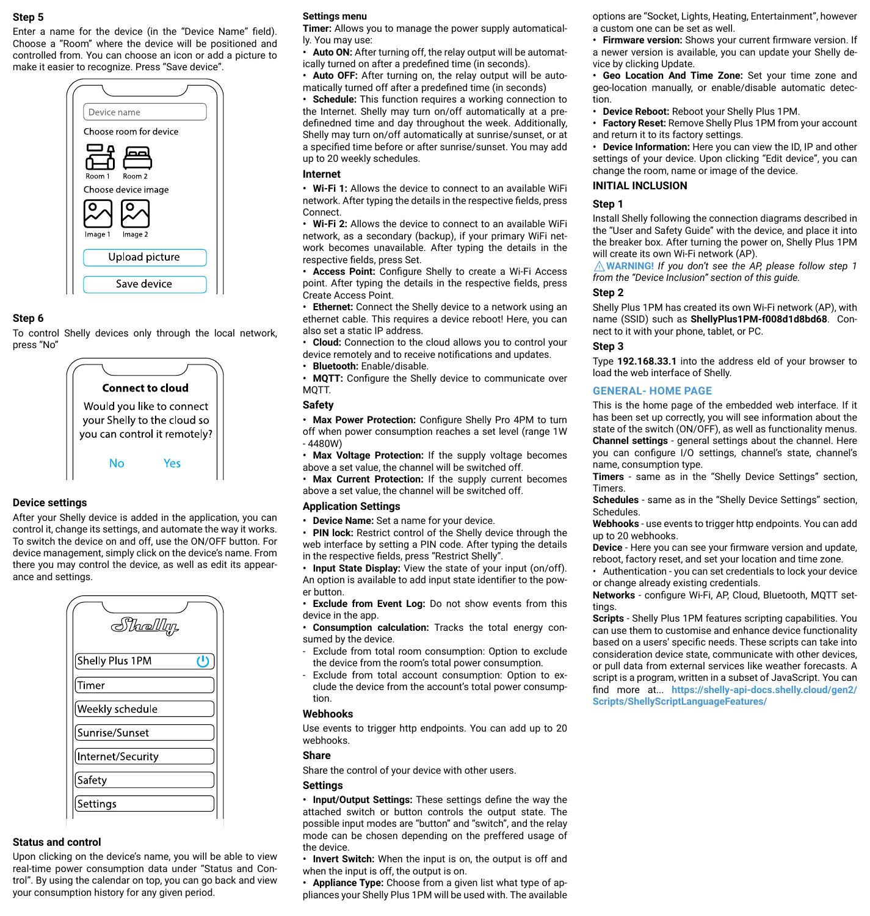**Step 5**

Enter a name for the device (in the "Device Name" field). Choose a "Room" where the device will be positioned and controlled from. You can choose an icon or add a picture to make it easier to recognize. Press "Save device".

Device name

Choose room for device

Room 1 Room 2

Choose device image

Image 1 Image 2

Upload picture

Save device

**Step 6**

To control Shelly devices only through the local network, press "No"

**Connect to cloud**

Would you like to connect your Shelly to the cloud so you can control it remotely?

No Yes

**Device settings**

After your Shelly device is added in the application, you can control it, change its settings, and automate the way it works. To switch the device on and off, use the ON/OFF button. For device management, simply click on the device's name. From there you may control the device, as well as edit its appearance and settings.

Shelly

Shelly Plus 1PM

Timer

Weekly schedule

Sunrise/Sunset

Internet/Security

Safety

Settings

**Status and control**

Upon clicking on the device's name, you will be able to view real-time power consumption data under "Status and Control". By using the calendar on top, you can go back and view your consumption history for any given period.

**Settings menu**

**Timer:** Allows you to manage the power supply automatically. You may use:

- **Auto ON:** After turning off, the relay output will be automatically turned on after a predefined time (in seconds).
- **Auto OFF:** After turning on, the relay output will be automatically turned off after a predefined time (in seconds)
- **Schedule:** This function requires a working connection to the Internet. Shelly may turn on/off automatically at a predefnedned time and day throughout the week. Additionally, Shelly may turn on/off automatically at sunrise/sunset, or at a specified time before or after sunrise/sunset. You may add up to 20 weekly schedules.

**Internet**

- **Wi-Fi 1:** Allows the device to connect to an available WiFi network. After typing the details in the respective fields, press Connect.
- **Wi-Fi 2:** Allows the device to connect to an available WiFi network, as a secondary (backup), if your primary WiFi network becomes unavailable. After typing the details in the respective fields, press Set.
- **Access Point:** Configure Shelly to create a Wi-Fi Access point. After typing the details in the respective fields, press Create Access Point.
- **Ethernet:** Connect the Shelly device to a network using an ethernet cable. This requires a device reboot! Here, you can also set a static IP address.
- **Cloud:** Connection to the cloud allows you to control your device remotely and to receive notifications and updates.
- **Bluetooth:** Enable/disable.
- **MQTT:** Configure the Shelly device to communicate over MQTT.

**Safety**

- **Max Power Protection:** Configure Shelly Pro 4PM to turn off when power consumption reaches a set level (range 1W - 4480W)
- **Max Voltage Protection:** If the supply voltage becomes above a set value, the channel will be switched off.
- **Max Current Protection:** If the supply current becomes above a set value, the channel will be switched off.

**Application Settings**

- **Device Name:** Set a name for your device.
- **PIN lock:** Restrict control of the Shelly device through the web interface by setting a PIN code. After typing the details in the respective fields, press "Restrict Shelly".
- **Input State Display:** View the state of your input (on/off). An option is available to add input state identifier to the power button.
- **Exclude from Event Log:** Do not show events from this device in the app.
- **Consumption calculation:** Tracks the total energy consumed by the device.
  - Exclude from total room consumption: Option to exclude the device from the room's total power consumption.
  - Exclude from total account consumption: Option to exclude the device from the account's total power consumption.

**Webhooks**

Use events to trigger http endpoints. You can add up to 20 webhooks.

**Share**

Share the control of your device with other users.

**Settings**

- **Input/Output Settings:** These settings define the way the attached switch or button controls the output state. The possible input modes are "button" and "switch", and the relay mode can be chosen depending on the preffered usage of the device.
- **Invert Switch:** When the input is on, the output is off and when the input is off, the output is on.
- **Appliance Type:** Choose from a given list what type of appliances your Shelly Plus 1PM will be used with. The available options are "Socket, Lights, Heating, Entertainment", however a custom one can be set as well.
- **Firmware version:** Shows your current firmware version. If a newer version is available, you can update your Shelly device by clicking Update.
- **Geo Location And Time Zone:** Set your time zone and geo-location manually, or enable/disable automatic detection.
- **Device Reboot:** Reboot your Shelly Plus 1PM.
- **Factory Reset:** Remove Shelly Plus 1PM from your account and return it to its factory settings.
- **Device Information:** Here you can view the ID, IP and other settings of your device. Upon clicking "Edit device", you can change the room, name or image of the device.

## INITIAL INCLUSION

**Step 1**

Install Shelly following the connection diagrams described in the "User and Safety Guide" with the device, and place it into the breaker box. After turning the power on, Shelly Plus 1PM will create its own Wi-Fi network (AP).

⚠**WARNING!** *If you don't see the AP, please follow step 1 from the "Device Inclusion" section of this guide.*

**Step 2**

Shelly Plus 1PM has created its own Wi-Fi network (AP), with name (SSID) such as **ShellyPlus1PM-f008d1d8bd68**. Connect to it with your phone, tablet, or PC.

**Step 3**

Type **192.168.33.1** into the address eld of your browser to load the web interface of Shelly.

## GENERAL- HOME PAGE

This is the home page of the embedded web interface. If it has been set up correctly, you will see information about the state of the switch (ON/OFF), as well as functionality menus.

**Channel settings** - general settings about the channel. Here you can configure I/O settings, channel's state, channel's name, consumption type.

**Timers** - same as in the "Shelly Device Settings" section, Timers.

**Schedules** - same as in the "Shelly Device Settings" section, Schedules.

**Webhooks** - use events to trigger http endpoints. You can add up to 20 webhooks.

**Device** - Here you can see your firmware version and update, reboot, factory reset, and set your location and time zone.

- Authentication - you can set credentials to lock your device or change already existing credentials.

**Networks** - configure Wi-Fi, AP, Cloud, Bluetooth, MQTT settings.

**Scripts** - Shelly Plus 1PM features scripting capabilities. You can use them to customise and enhance device functionality based on a users' specific needs. These scripts can take into consideration device state, communicate with other devices, or pull data from external services like weather forecasts. A script is a program, written in a subset of JavaScript. You can find more at... **https://shelly-api-docs.shelly.cloud/gen2/Scripts/ShellyScriptLanguageFeatures/**